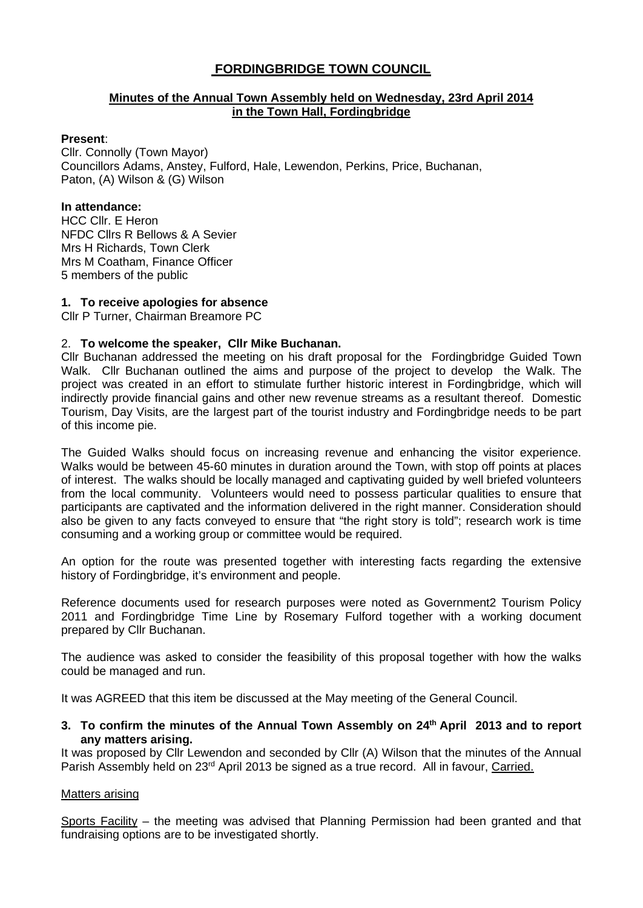# FORDINGBRIDGE TOWN COUNCIL

## Minutes of the Annual Town Assembly held on Wednesday, 23rd April 2014 in the Town Hall, Fordingbridge

**Present**:
Cllr. Connolly (Town Mayor)
Councillors Adams, Anstey, Fulford, Hale, Lewendon, Perkins, Price, Buchanan, Paton, (A) Wilson & (G) Wilson

**In attendance:**
HCC Cllr. E Heron
NFDC Cllrs R Bellows & A Sevier
Mrs H Richards, Town Clerk
Mrs M Coatham, Finance Officer
5 members of the public

**1. To receive apologies for absence**

Cllr P Turner, Chairman Breamore PC

2. **To welcome the speaker, Cllr Mike Buchanan.**

Cllr Buchanan addressed the meeting on his draft proposal for the Fordingbridge Guided Town Walk. Cllr Buchanan outlined the aims and purpose of the project to develop the Walk. The project was created in an effort to stimulate further historic interest in Fordingbridge, which will indirectly provide financial gains and other new revenue streams as a resultant thereof. Domestic Tourism, Day Visits, are the largest part of the tourist industry and Fordingbridge needs to be part of this income pie.

The Guided Walks should focus on increasing revenue and enhancing the visitor experience. Walks would be between 45-60 minutes in duration around the Town, with stop off points at places of interest. The walks should be locally managed and captivating guided by well briefed volunteers from the local community. Volunteers would need to possess particular qualities to ensure that participants are captivated and the information delivered in the right manner. Consideration should also be given to any facts conveyed to ensure that "the right story is told"; research work is time consuming and a working group or committee would be required.

An option for the route was presented together with interesting facts regarding the extensive history of Fordingbridge, it's environment and people.

Reference documents used for research purposes were noted as Government2 Tourism Policy 2011 and Fordingbridge Time Line by Rosemary Fulford together with a working document prepared by Cllr Buchanan.

The audience was asked to consider the feasibility of this proposal together with how the walks could be managed and run.

It was AGREED that this item be discussed at the May meeting of the General Council.

**3. To confirm the minutes of the Annual Town Assembly on 24th April 2013 and to report any matters arising.**

It was proposed by Cllr Lewendon and seconded by Cllr (A) Wilson that the minutes of the Annual Parish Assembly held on 23rd April 2013 be signed as a true record. All in favour, Carried.

Matters arising

Sports Facility – the meeting was advised that Planning Permission had been granted and that fundraising options are to be investigated shortly.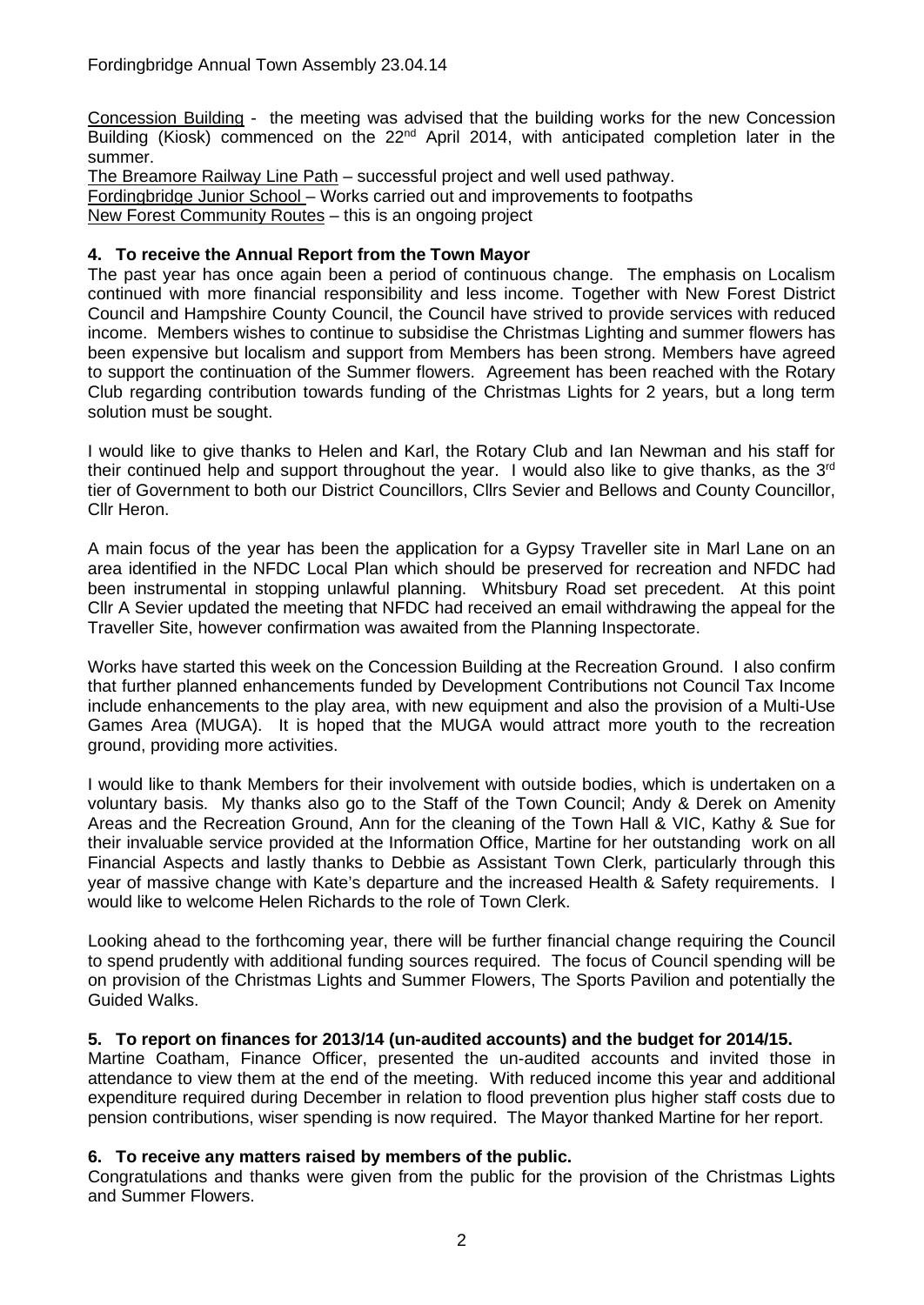Concession Building - the meeting was advised that the building works for the new Concession Building (Kiosk) commenced on the 22nd April 2014, with anticipated completion later in the summer.

The Breamore Railway Line Path – successful project and well used pathway.

Fordingbridge Junior School – Works carried out and improvements to footpaths

New Forest Community Routes – this is an ongoing project

**4. To receive the Annual Report from the Town Mayor**

The past year has once again been a period of continuous change. The emphasis on Localism continued with more financial responsibility and less income. Together with New Forest District Council and Hampshire County Council, the Council have strived to provide services with reduced income. Members wishes to continue to subsidise the Christmas Lighting and summer flowers has been expensive but localism and support from Members has been strong. Members have agreed to support the continuation of the Summer flowers. Agreement has been reached with the Rotary Club regarding contribution towards funding of the Christmas Lights for 2 years, but a long term solution must be sought.

I would like to give thanks to Helen and Karl, the Rotary Club and Ian Newman and his staff for their continued help and support throughout the year. I would also like to give thanks, as the 3rd tier of Government to both our District Councillors, Cllrs Sevier and Bellows and County Councillor, Cllr Heron.

A main focus of the year has been the application for a Gypsy Traveller site in Marl Lane on an area identified in the NFDC Local Plan which should be preserved for recreation and NFDC had been instrumental in stopping unlawful planning. Whitsbury Road set precedent. At this point Cllr A Sevier updated the meeting that NFDC had received an email withdrawing the appeal for the Traveller Site, however confirmation was awaited from the Planning Inspectorate.

Works have started this week on the Concession Building at the Recreation Ground. I also confirm that further planned enhancements funded by Development Contributions not Council Tax Income include enhancements to the play area, with new equipment and also the provision of a Multi-Use Games Area (MUGA). It is hoped that the MUGA would attract more youth to the recreation ground, providing more activities.

I would like to thank Members for their involvement with outside bodies, which is undertaken on a voluntary basis. My thanks also go to the Staff of the Town Council; Andy & Derek on Amenity Areas and the Recreation Ground, Ann for the cleaning of the Town Hall & VIC, Kathy & Sue for their invaluable service provided at the Information Office, Martine for her outstanding work on all Financial Aspects and lastly thanks to Debbie as Assistant Town Clerk, particularly through this year of massive change with Kate's departure and the increased Health & Safety requirements. I would like to welcome Helen Richards to the role of Town Clerk.

Looking ahead to the forthcoming year, there will be further financial change requiring the Council to spend prudently with additional funding sources required. The focus of Council spending will be on provision of the Christmas Lights and Summer Flowers, The Sports Pavilion and potentially the Guided Walks.

**5. To report on finances for 2013/14 (un-audited accounts) and the budget for 2014/15.**

Martine Coatham, Finance Officer, presented the un-audited accounts and invited those in attendance to view them at the end of the meeting. With reduced income this year and additional expenditure required during December in relation to flood prevention plus higher staff costs due to pension contributions, wiser spending is now required. The Mayor thanked Martine for her report.

**6. To receive any matters raised by members of the public.**

Congratulations and thanks were given from the public for the provision of the Christmas Lights and Summer Flowers.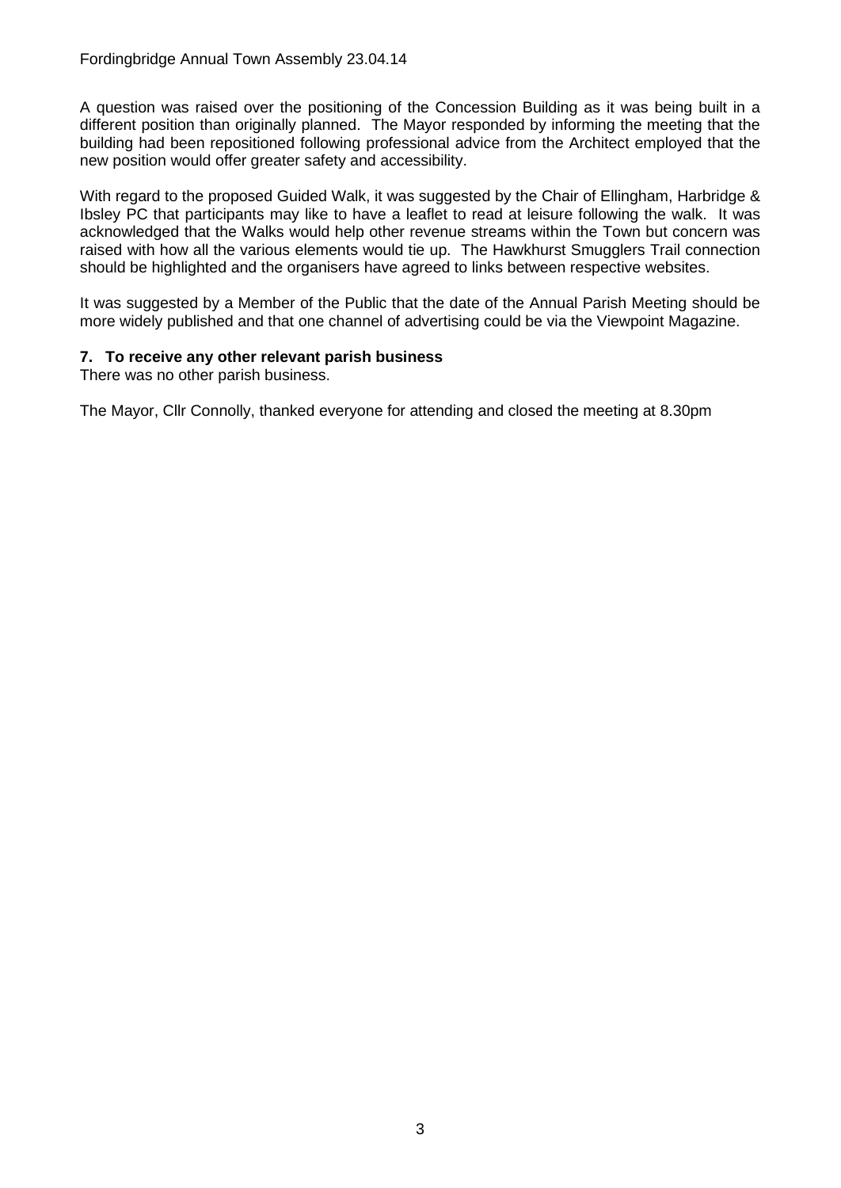A question was raised over the positioning of the Concession Building as it was being built in a different position than originally planned. The Mayor responded by informing the meeting that the building had been repositioned following professional advice from the Architect employed that the new position would offer greater safety and accessibility.

With regard to the proposed Guided Walk, it was suggested by the Chair of Ellingham, Harbridge & Ibsley PC that participants may like to have a leaflet to read at leisure following the walk. It was acknowledged that the Walks would help other revenue streams within the Town but concern was raised with how all the various elements would tie up. The Hawkhurst Smugglers Trail connection should be highlighted and the organisers have agreed to links between respective websites.

It was suggested by a Member of the Public that the date of the Annual Parish Meeting should be more widely published and that one channel of advertising could be via the Viewpoint Magazine.

**7. To receive any other relevant parish business**

There was no other parish business.

The Mayor, Cllr Connolly, thanked everyone for attending and closed the meeting at 8.30pm